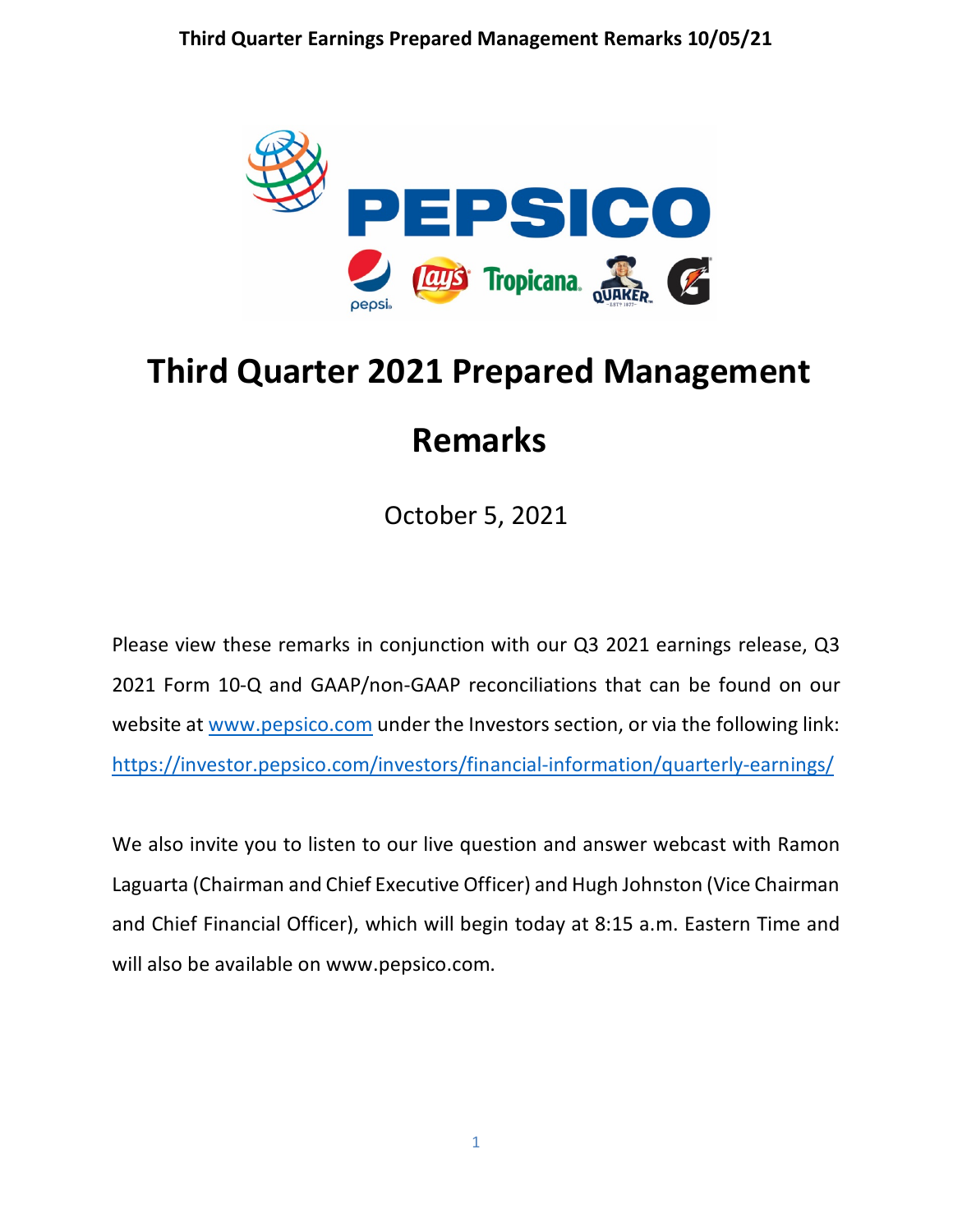# Third Quarter 2021 Prepared Management Remarks

October 5, 2021

Please view these remarks in conjunction with our Q3 2021 earnings release, Q3 2021 Form 10-Q and GAAP/non-GAAP reconciliations that can be found on our website at [www.pepsico.com](http://www.pepsico.com) under the Investors section, or via the following link: [https://investor.pepsico.com/investors/financial-information/quarterly-earnings/](https://investor.pepsico.com/investors/financial-information/quarterly-earnings/)

We also invite you to listen to our live question and answer webcast with Ramon Laguarta (Chairman and Chief Executive Officer) and Hugh Johnston (Vice Chairman and Chief Financial Officer), which will begin today at 8:15 a.m. Eastern Time and will also be available on www.pepsico.com.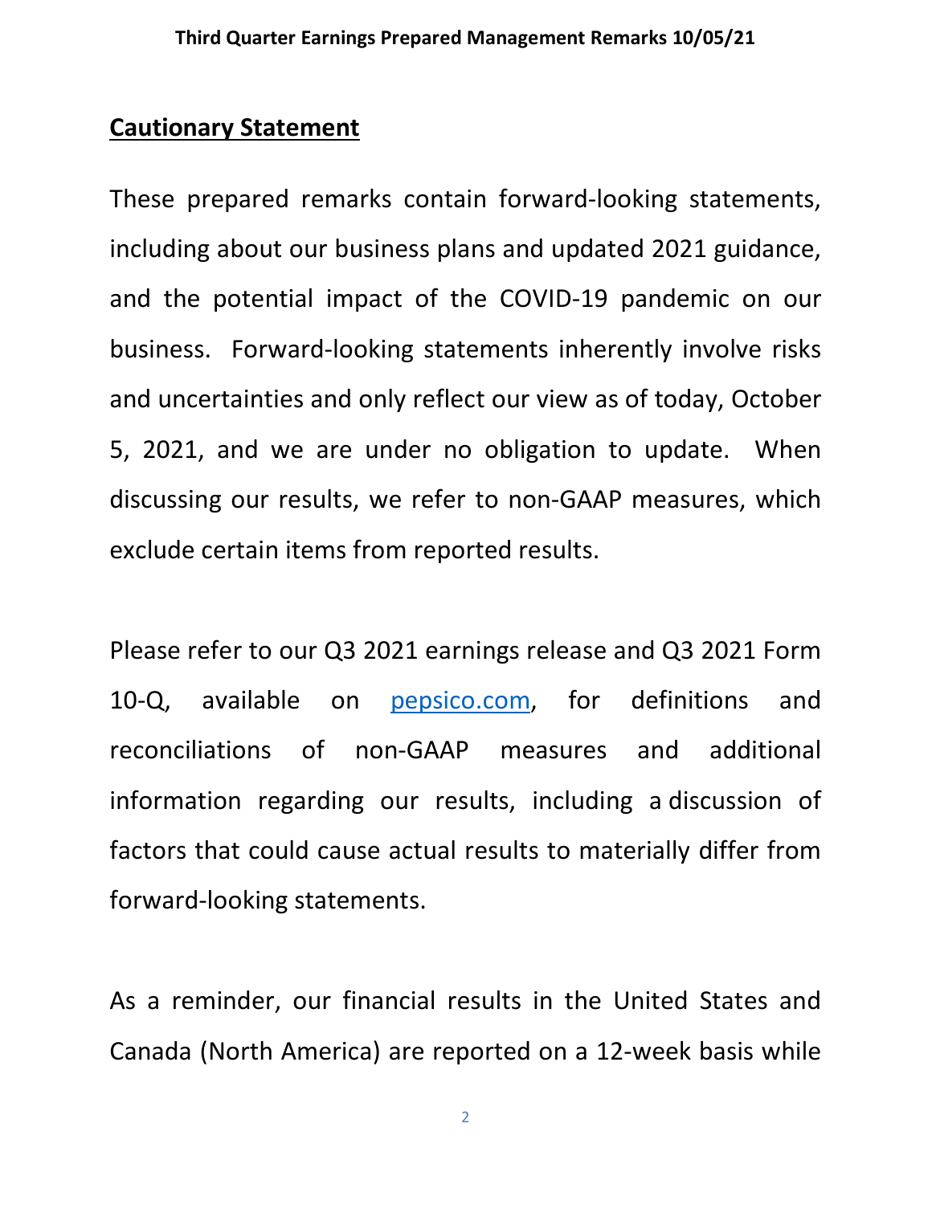## Cautionary Statement

These prepared remarks contain forward-looking statements, including about our business plans and updated 2021 guidance, and the potential impact of the COVID-19 pandemic on our business. Forward-looking statements inherently involve risks and uncertainties and only reflect our view as of today, October 5, 2021, and we are under no obligation to update. When discussing our results, we refer to non-GAAP measures, which exclude certain items from reported results.

Please refer to our Q3 2021 earnings release and Q3 2021 Form 10-Q, available on pepsico.com, for definitions and reconciliations of non-GAAP measures and additional information regarding our results, including a discussion of factors that could cause actual results to materially differ from forward-looking statements.

As a reminder, our financial results in the United States and Canada (North America) are reported on a 12-week basis while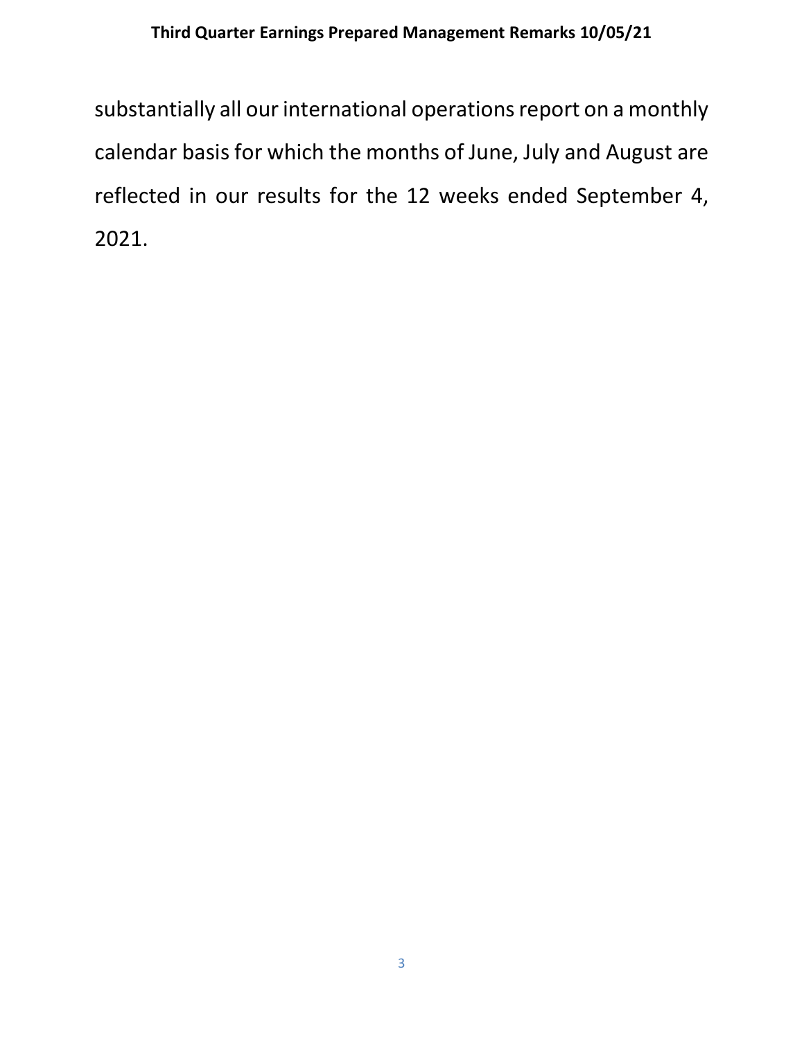substantially all our international operations report on a monthly calendar basis for which the months of June, July and August are reflected in our results for the 12 weeks ended September 4, 2021.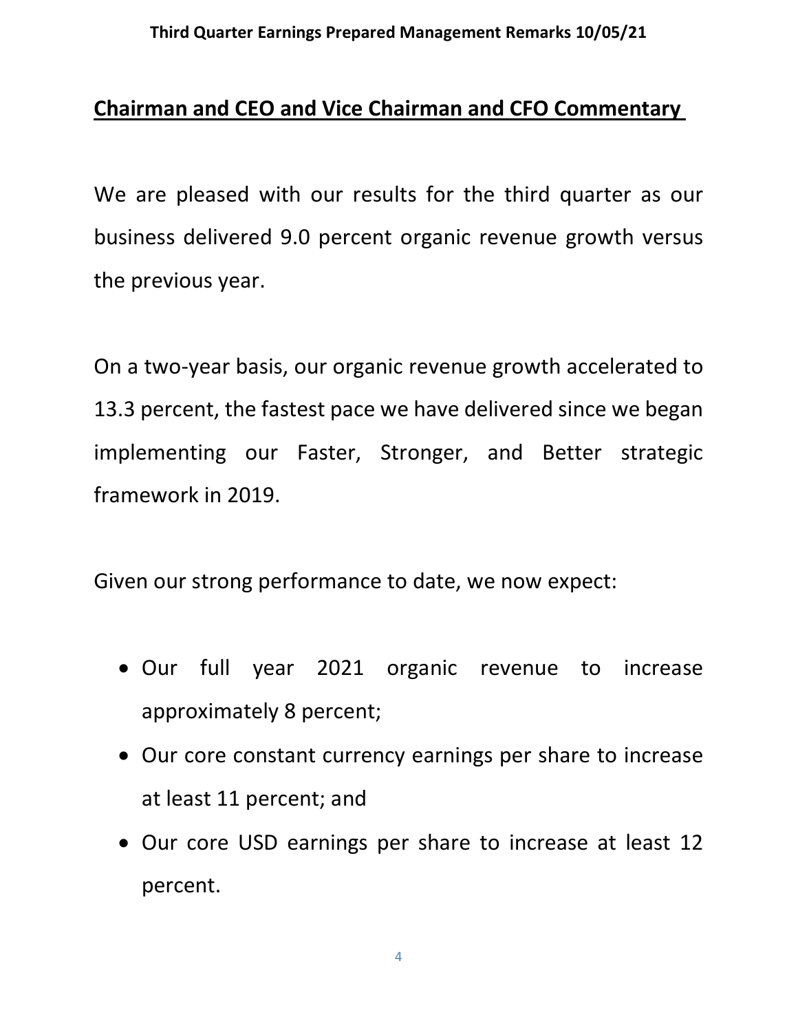## Chairman and CEO and Vice Chairman and CFO Commentary

We are pleased with our results for the third quarter as our business delivered 9.0 percent organic revenue growth versus the previous year.

On a two-year basis, our organic revenue growth accelerated to 13.3 percent, the fastest pace we have delivered since we began implementing our Faster, Stronger, and Better strategic framework in 2019.

Given our strong performance to date, we now expect:

- Our full year 2021 organic revenue to increase approximately 8 percent;
- Our core constant currency earnings per share to increase at least 11 percent; and
- Our core USD earnings per share to increase at least 12 percent.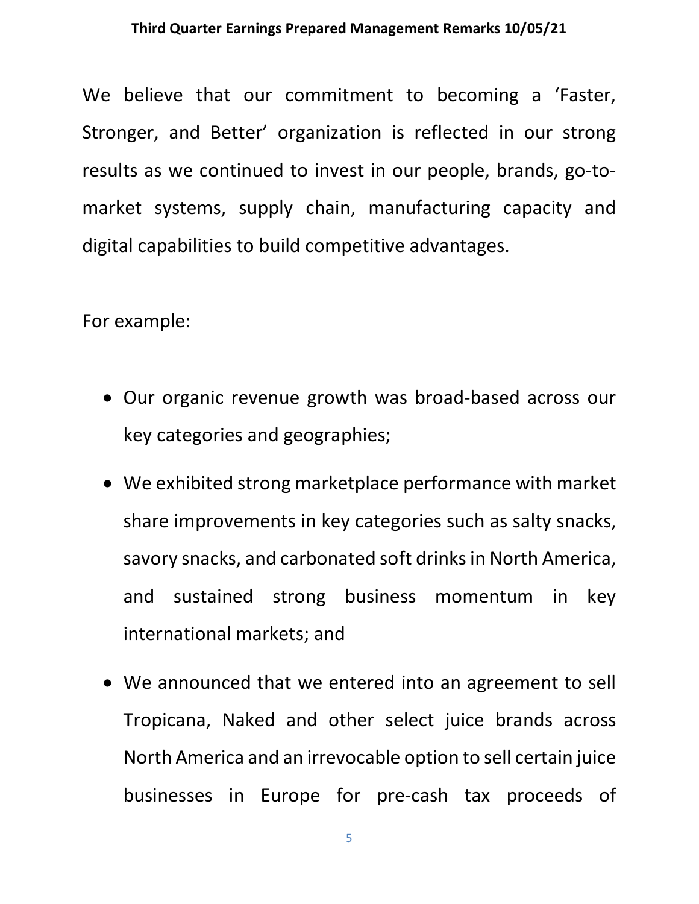We believe that our commitment to becoming a 'Faster, Stronger, and Better' organization is reflected in our strong results as we continued to invest in our people, brands, go-to-market systems, supply chain, manufacturing capacity and digital capabilities to build competitive advantages.

For example:

- Our organic revenue growth was broad-based across our key categories and geographies;
- We exhibited strong marketplace performance with market share improvements in key categories such as salty snacks, savory snacks, and carbonated soft drinks in North America, and sustained strong business momentum in key international markets; and
- We announced that we entered into an agreement to sell Tropicana, Naked and other select juice brands across North America and an irrevocable option to sell certain juice businesses in Europe for pre-cash tax proceeds of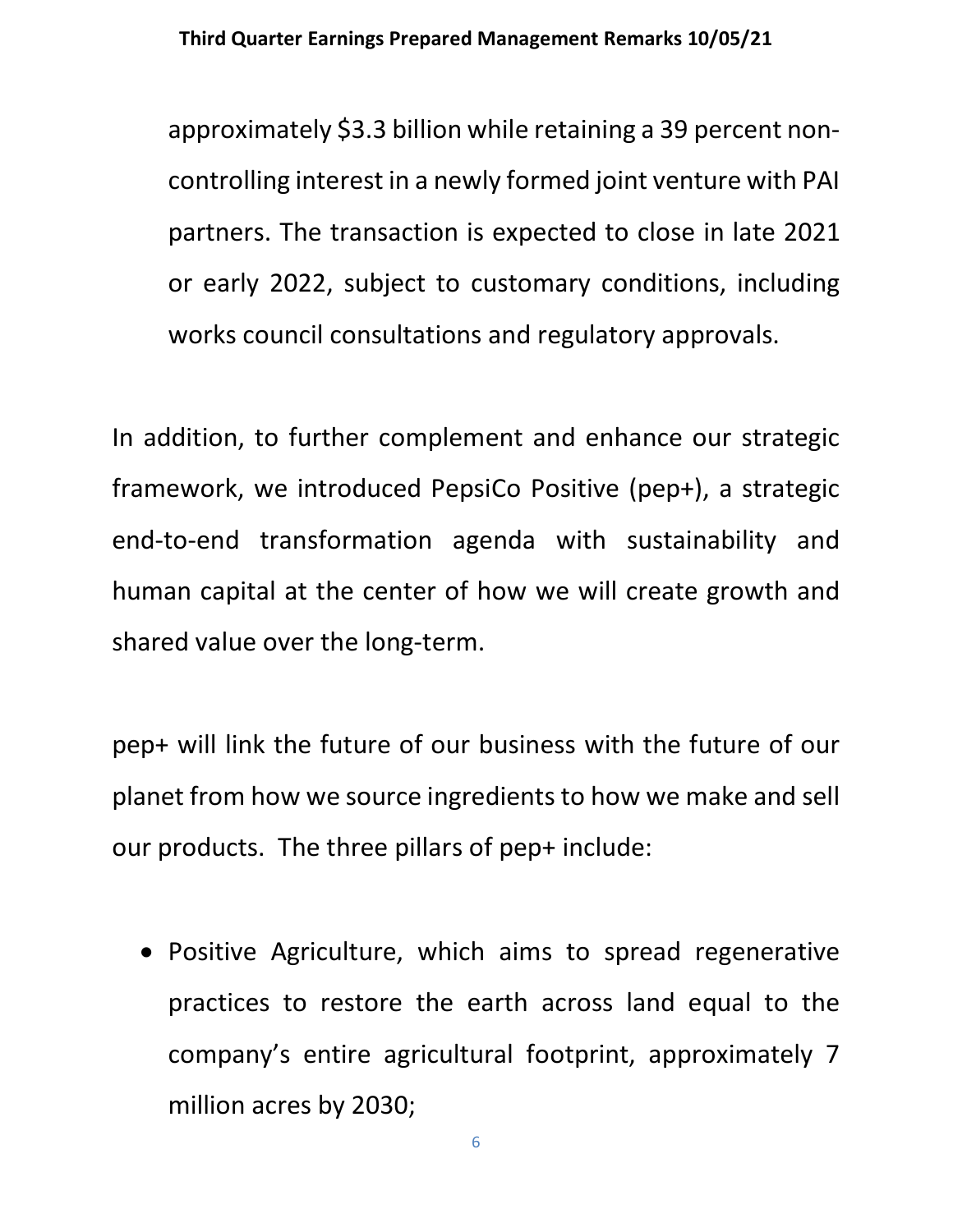approximately $3.3 billion while retaining a 39 percent non-controlling interest in a newly formed joint venture with PAI partners. The transaction is expected to close in late 2021 or early 2022, subject to customary conditions, including works council consultations and regulatory approvals.

In addition, to further complement and enhance our strategic framework, we introduced PepsiCo Positive (pep+), a strategic end-to-end transformation agenda with sustainability and human capital at the center of how we will create growth and shared value over the long-term.

pep+ will link the future of our business with the future of our planet from how we source ingredients to how we make and sell our products. The three pillars of pep+ include:

- Positive Agriculture, which aims to spread regenerative practices to restore the earth across land equal to the company's entire agricultural footprint, approximately 7 million acres by 2030;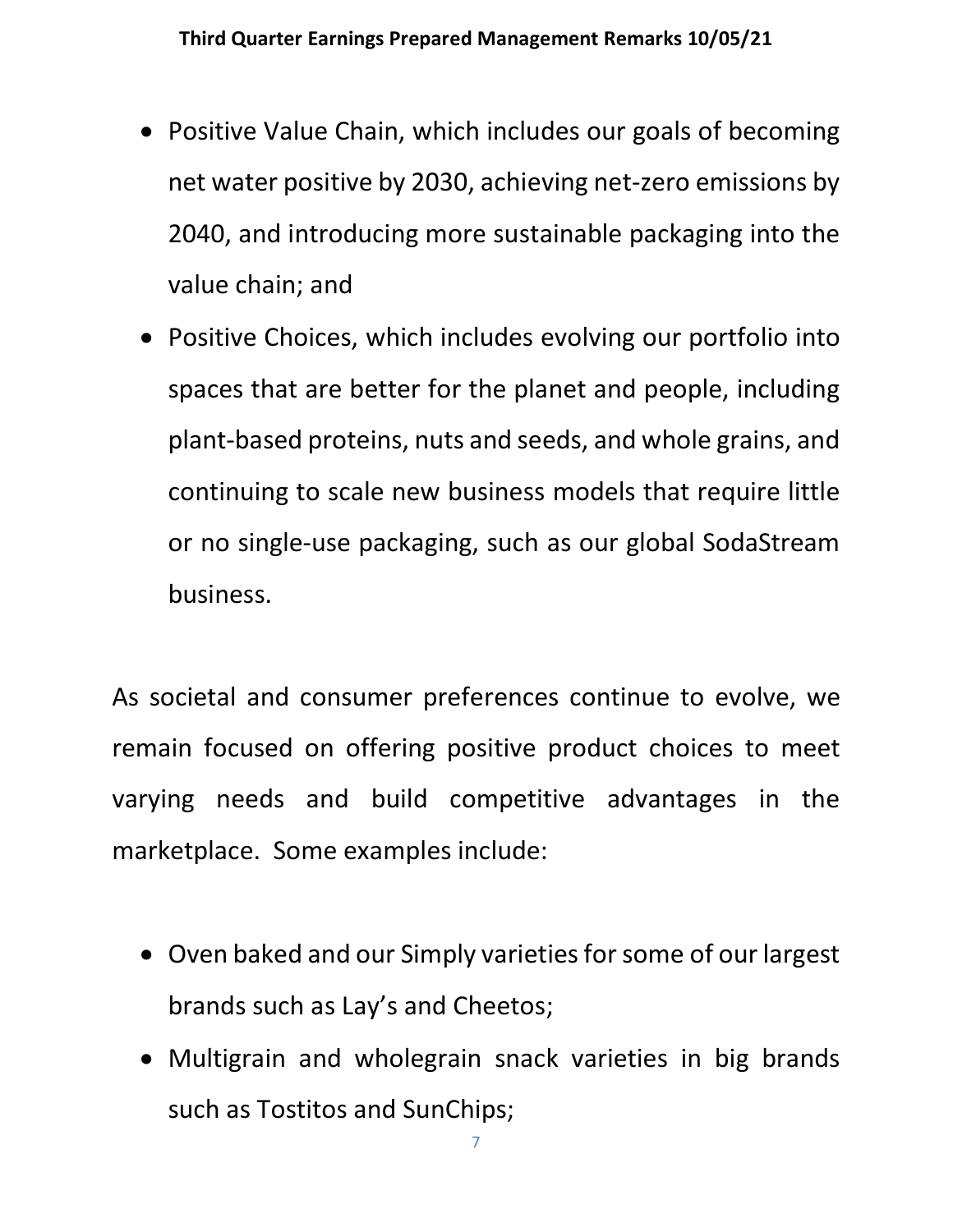- Positive Value Chain, which includes our goals of becoming net water positive by 2030, achieving net-zero emissions by 2040, and introducing more sustainable packaging into the value chain; and
- Positive Choices, which includes evolving our portfolio into spaces that are better for the planet and people, including plant-based proteins, nuts and seeds, and whole grains, and continuing to scale new business models that require little or no single-use packaging, such as our global SodaStream business.

As societal and consumer preferences continue to evolve, we remain focused on offering positive product choices to meet varying needs and build competitive advantages in the marketplace. Some examples include:

- Oven baked and our Simply varieties for some of our largest brands such as Lay's and Cheetos;
- Multigrain and wholegrain snack varieties in big brands such as Tostitos and SunChips;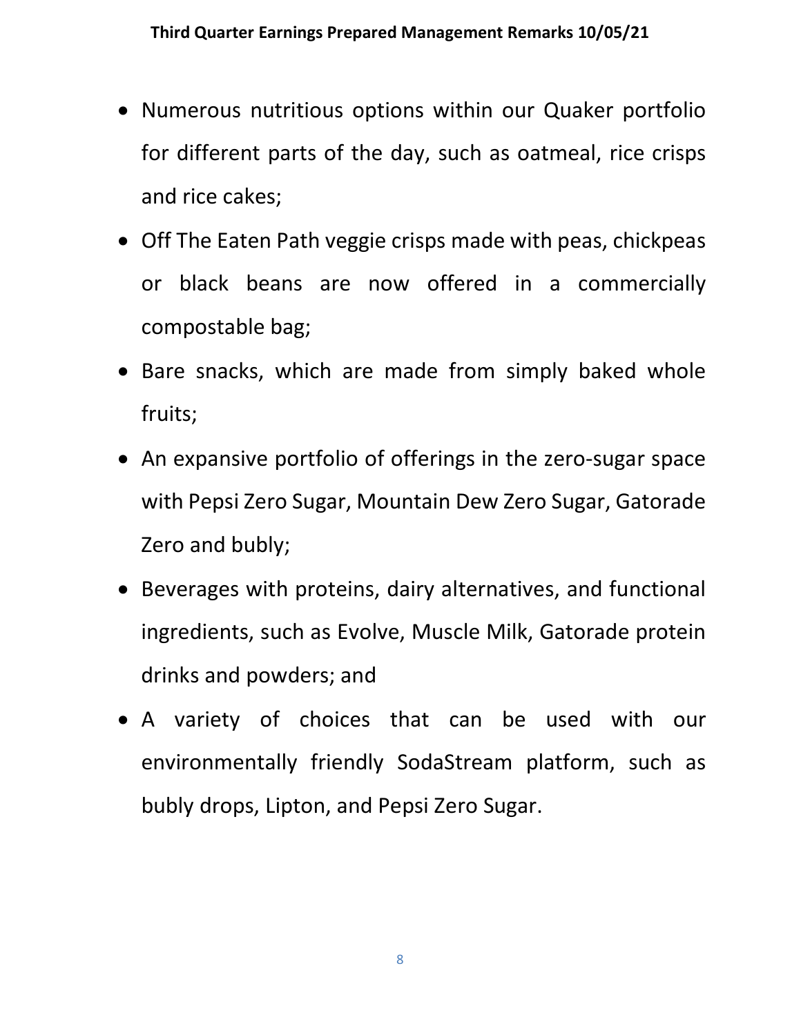- Numerous nutritious options within our Quaker portfolio for different parts of the day, such as oatmeal, rice crisps and rice cakes;
- Off The Eaten Path veggie crisps made with peas, chickpeas or black beans are now offered in a commercially compostable bag;
- Bare snacks, which are made from simply baked whole fruits;
- An expansive portfolio of offerings in the zero-sugar space with Pepsi Zero Sugar, Mountain Dew Zero Sugar, Gatorade Zero and bubly;
- Beverages with proteins, dairy alternatives, and functional ingredients, such as Evolve, Muscle Milk, Gatorade protein drinks and powders; and
- A variety of choices that can be used with our environmentally friendly SodaStream platform, such as bubly drops, Lipton, and Pepsi Zero Sugar.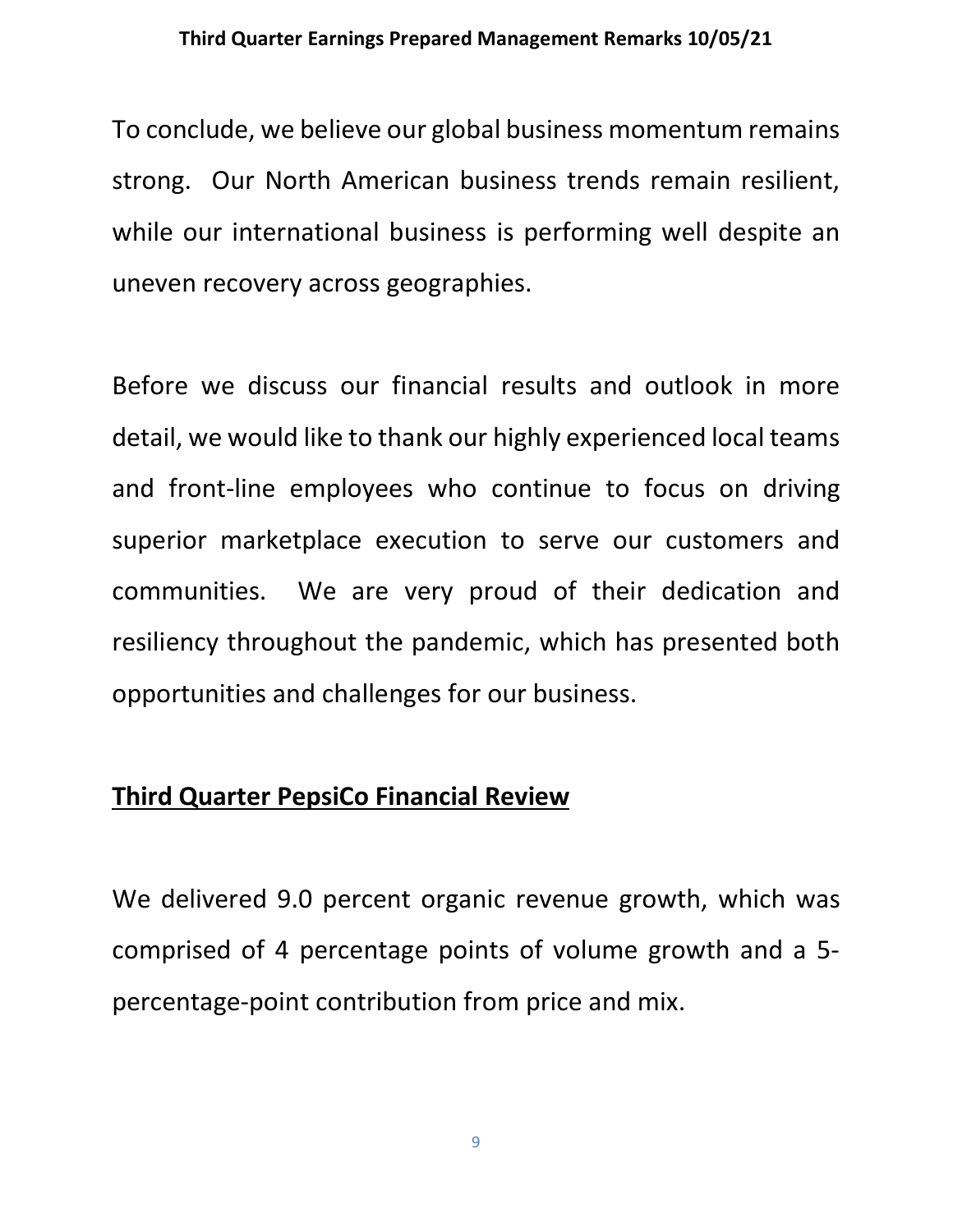To conclude, we believe our global business momentum remains strong. Our North American business trends remain resilient, while our international business is performing well despite an uneven recovery across geographies.

Before we discuss our financial results and outlook in more detail, we would like to thank our highly experienced local teams and front-line employees who continue to focus on driving superior marketplace execution to serve our customers and communities. We are very proud of their dedication and resiliency throughout the pandemic, which has presented both opportunities and challenges for our business.

## Third Quarter PepsiCo Financial Review

We delivered 9.0 percent organic revenue growth, which was comprised of 4 percentage points of volume growth and a 5-percentage-point contribution from price and mix.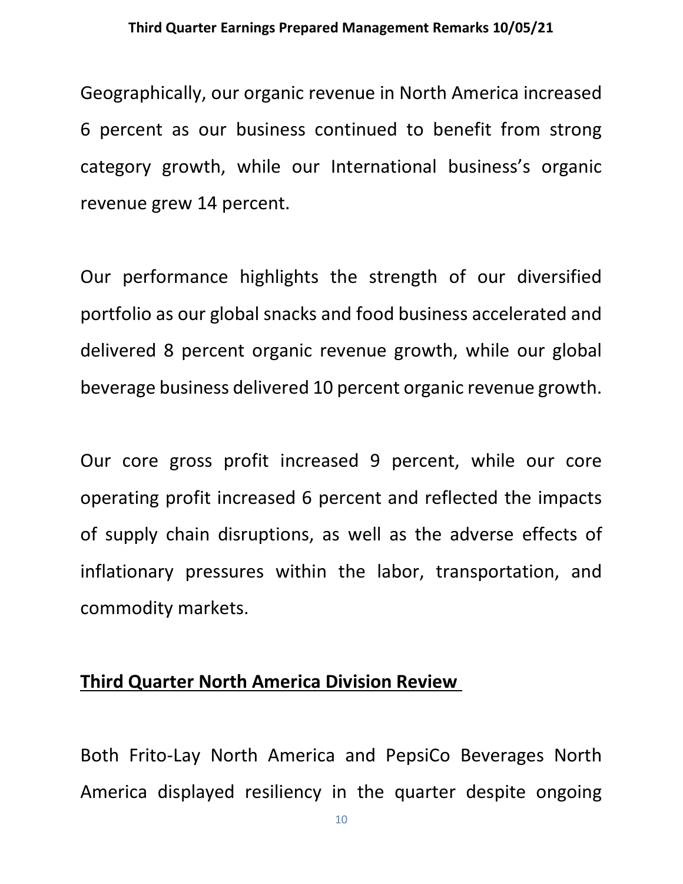Geographically, our organic revenue in North America increased 6 percent as our business continued to benefit from strong category growth, while our International business's organic revenue grew 14 percent.

Our performance highlights the strength of our diversified portfolio as our global snacks and food business accelerated and delivered 8 percent organic revenue growth, while our global beverage business delivered 10 percent organic revenue growth.

Our core gross profit increased 9 percent, while our core operating profit increased 6 percent and reflected the impacts of supply chain disruptions, as well as the adverse effects of inflationary pressures within the labor, transportation, and commodity markets.

**Third Quarter North America Division Review**

Both Frito-Lay North America and PepsiCo Beverages North America displayed resiliency in the quarter despite ongoing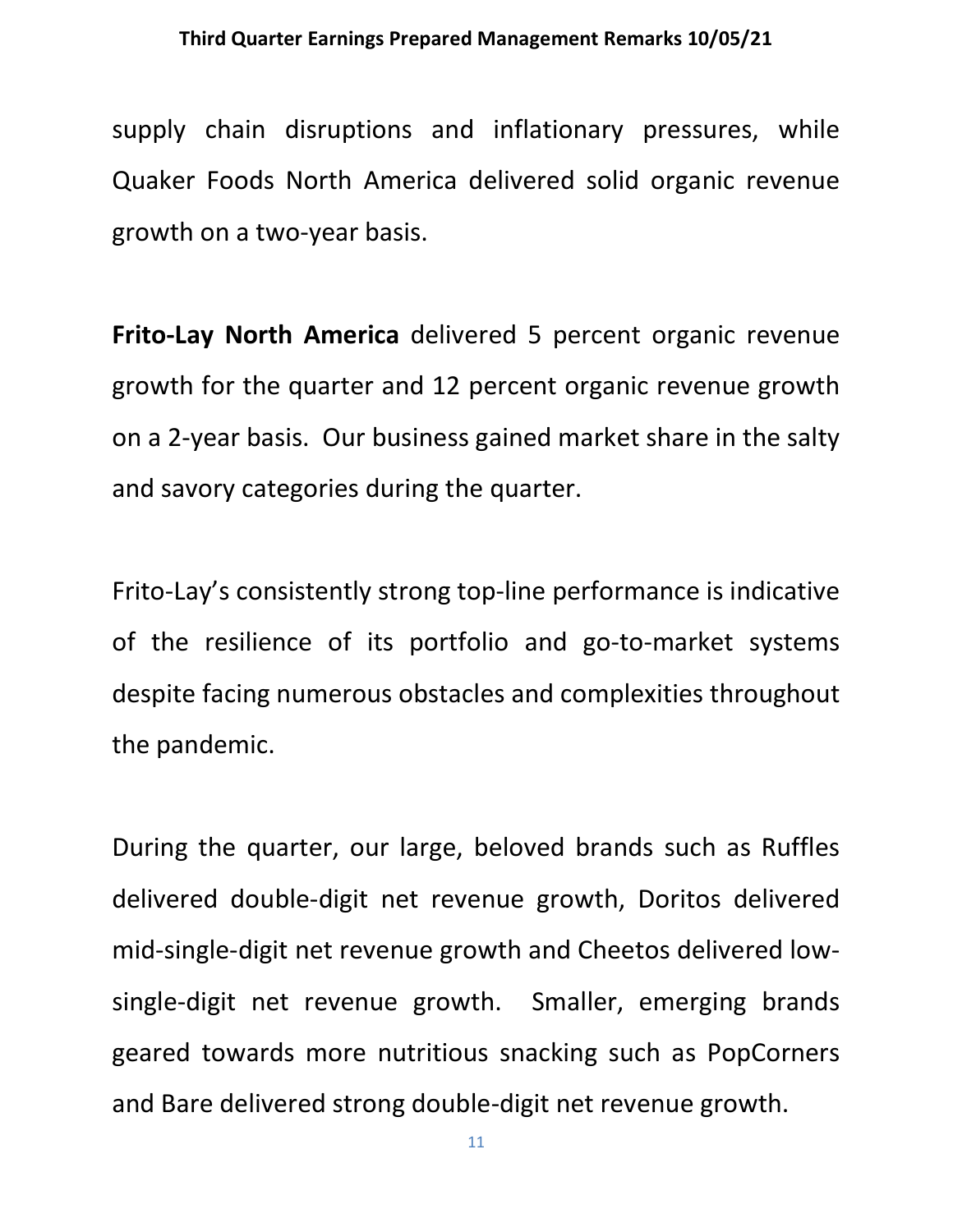supply chain disruptions and inflationary pressures, while Quaker Foods North America delivered solid organic revenue growth on a two-year basis.

**Frito-Lay North America** delivered 5 percent organic revenue growth for the quarter and 12 percent organic revenue growth on a 2-year basis. Our business gained market share in the salty and savory categories during the quarter.

Frito-Lay's consistently strong top-line performance is indicative of the resilience of its portfolio and go-to-market systems despite facing numerous obstacles and complexities throughout the pandemic.

During the quarter, our large, beloved brands such as Ruffles delivered double-digit net revenue growth, Doritos delivered mid-single-digit net revenue growth and Cheetos delivered low-single-digit net revenue growth. Smaller, emerging brands geared towards more nutritious snacking such as PopCorners and Bare delivered strong double-digit net revenue growth.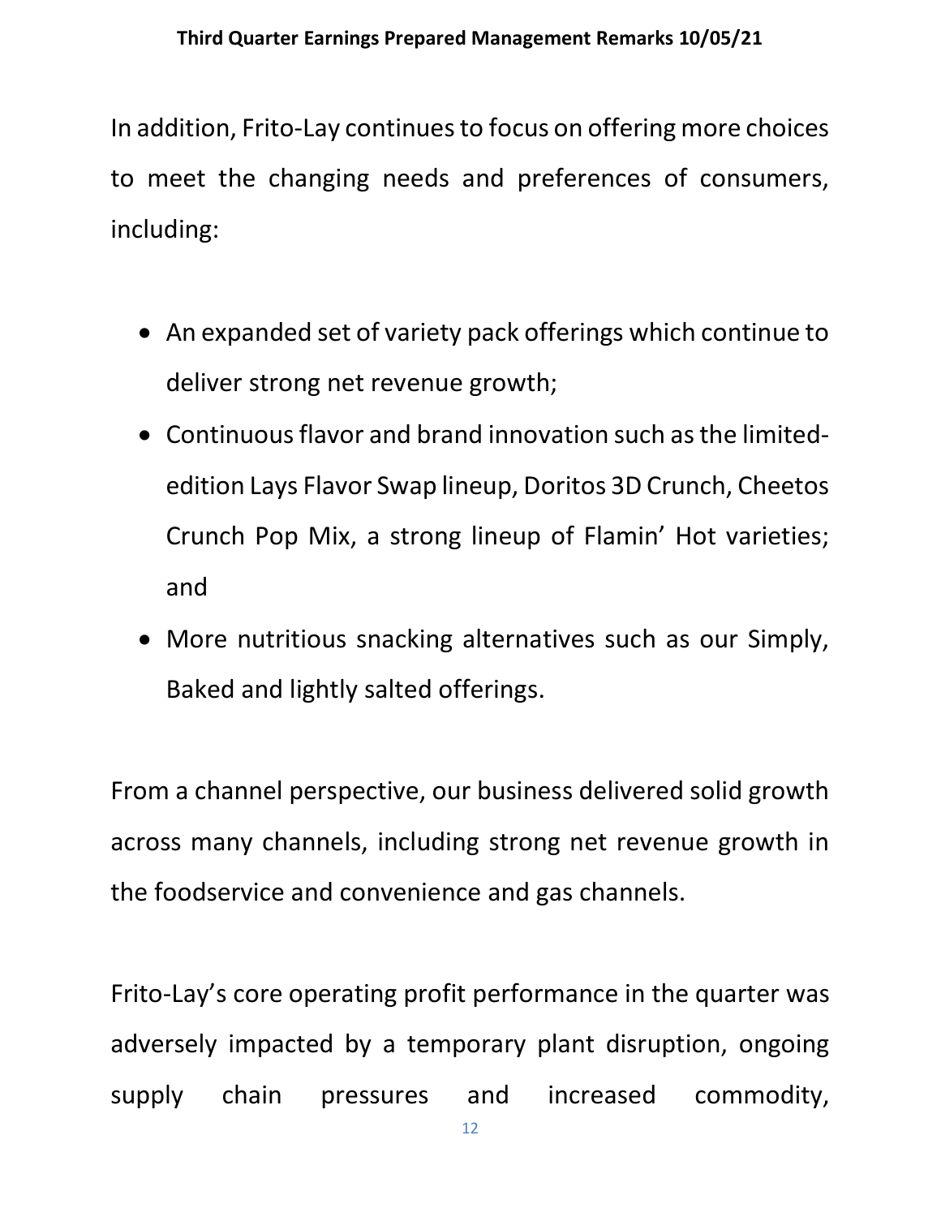In addition, Frito-Lay continues to focus on offering more choices to meet the changing needs and preferences of consumers, including:

- An expanded set of variety pack offerings which continue to deliver strong net revenue growth;
- Continuous flavor and brand innovation such as the limited-edition Lays Flavor Swap lineup, Doritos 3D Crunch, Cheetos Crunch Pop Mix, a strong lineup of Flamin' Hot varieties; and
- More nutritious snacking alternatives such as our Simply, Baked and lightly salted offerings.

From a channel perspective, our business delivered solid growth across many channels, including strong net revenue growth in the foodservice and convenience and gas channels.

Frito-Lay's core operating profit performance in the quarter was adversely impacted by a temporary plant disruption, ongoing supply chain pressures and increased commodity,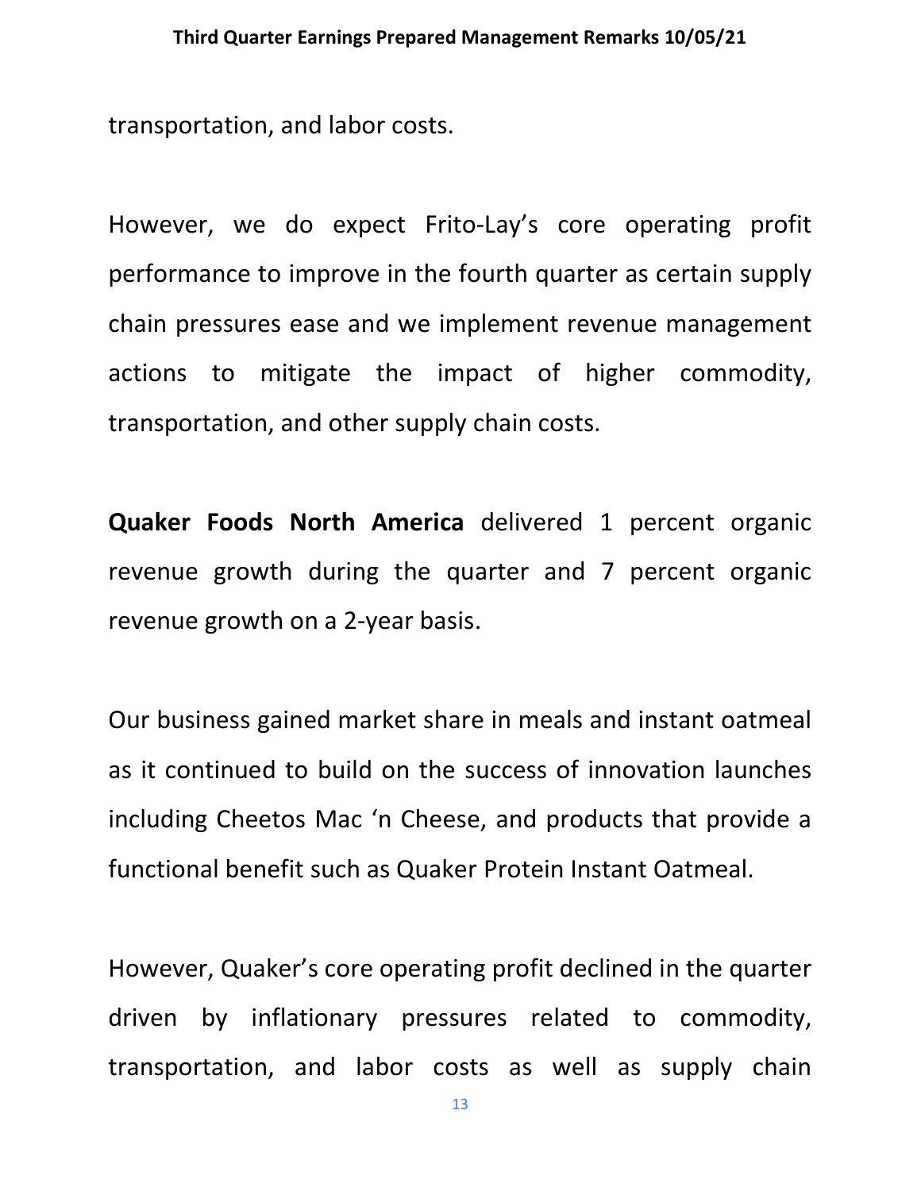transportation, and labor costs.

However, we do expect Frito-Lay's core operating profit performance to improve in the fourth quarter as certain supply chain pressures ease and we implement revenue management actions to mitigate the impact of higher commodity, transportation, and other supply chain costs.

**Quaker Foods North America** delivered 1 percent organic revenue growth during the quarter and 7 percent organic revenue growth on a 2-year basis.

Our business gained market share in meals and instant oatmeal as it continued to build on the success of innovation launches including Cheetos Mac 'n Cheese, and products that provide a functional benefit such as Quaker Protein Instant Oatmeal.

However, Quaker's core operating profit declined in the quarter driven by inflationary pressures related to commodity, transportation, and labor costs as well as supply chain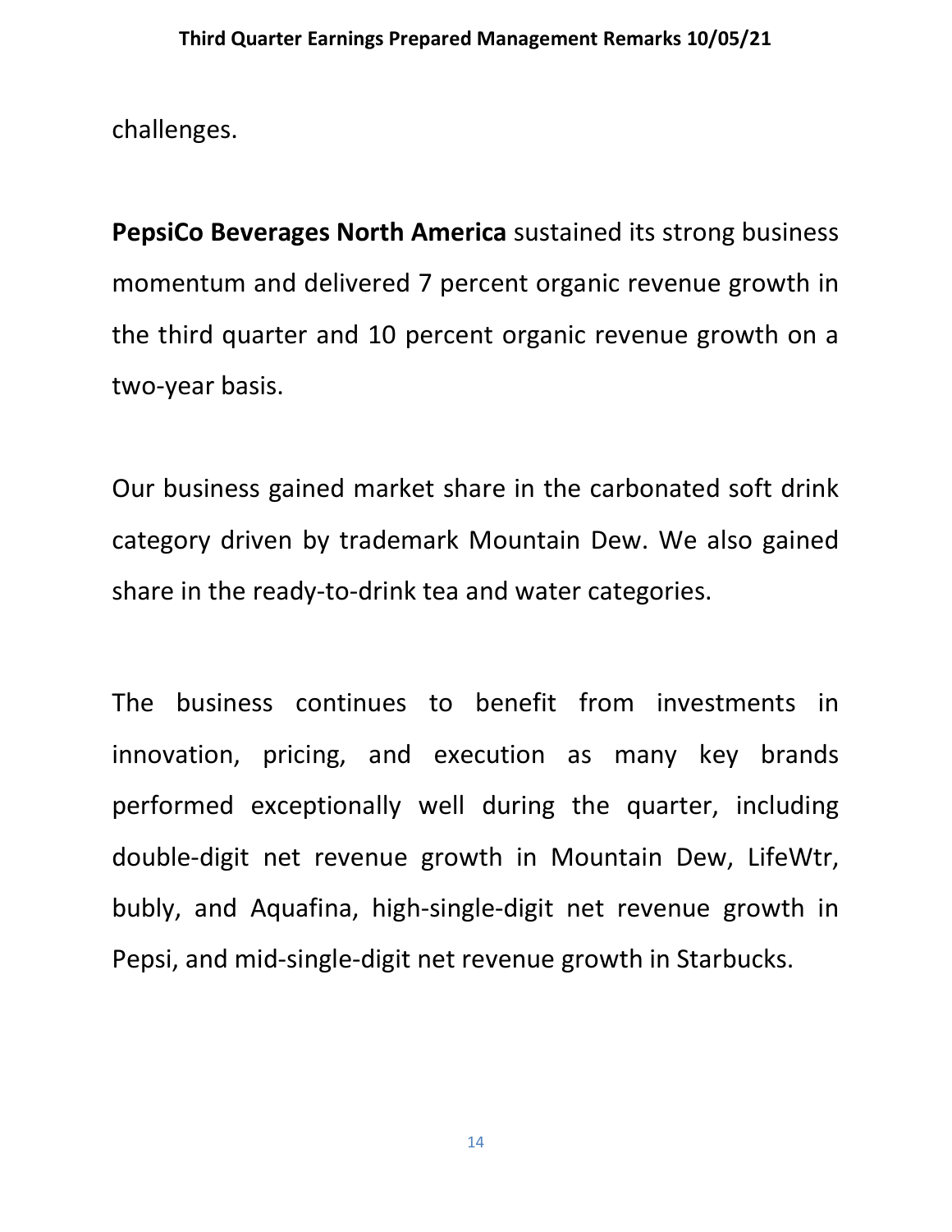challenges.

**PepsiCo Beverages North America** sustained its strong business momentum and delivered 7 percent organic revenue growth in the third quarter and 10 percent organic revenue growth on a two-year basis.

Our business gained market share in the carbonated soft drink category driven by trademark Mountain Dew. We also gained share in the ready-to-drink tea and water categories.

The business continues to benefit from investments in innovation, pricing, and execution as many key brands performed exceptionally well during the quarter, including double-digit net revenue growth in Mountain Dew, LifeWtr, bubly, and Aquafina, high-single-digit net revenue growth in Pepsi, and mid-single-digit net revenue growth in Starbucks.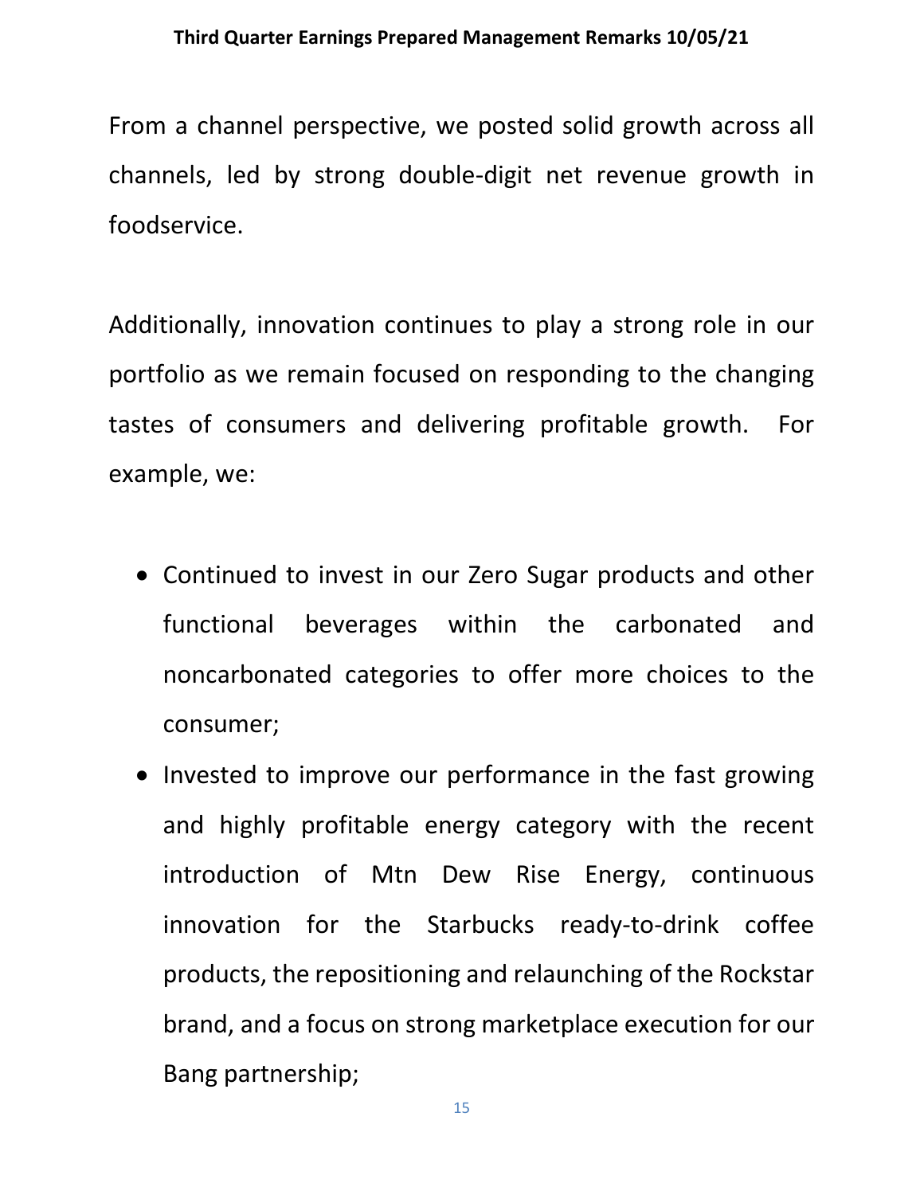From a channel perspective, we posted solid growth across all channels, led by strong double-digit net revenue growth in foodservice.

Additionally, innovation continues to play a strong role in our portfolio as we remain focused on responding to the changing tastes of consumers and delivering profitable growth. For example, we:

- Continued to invest in our Zero Sugar products and other functional beverages within the carbonated and noncarbonated categories to offer more choices to the consumer;
- Invested to improve our performance in the fast growing and highly profitable energy category with the recent introduction of Mtn Dew Rise Energy, continuous innovation for the Starbucks ready-to-drink coffee products, the repositioning and relaunching of the Rockstar brand, and a focus on strong marketplace execution for our Bang partnership;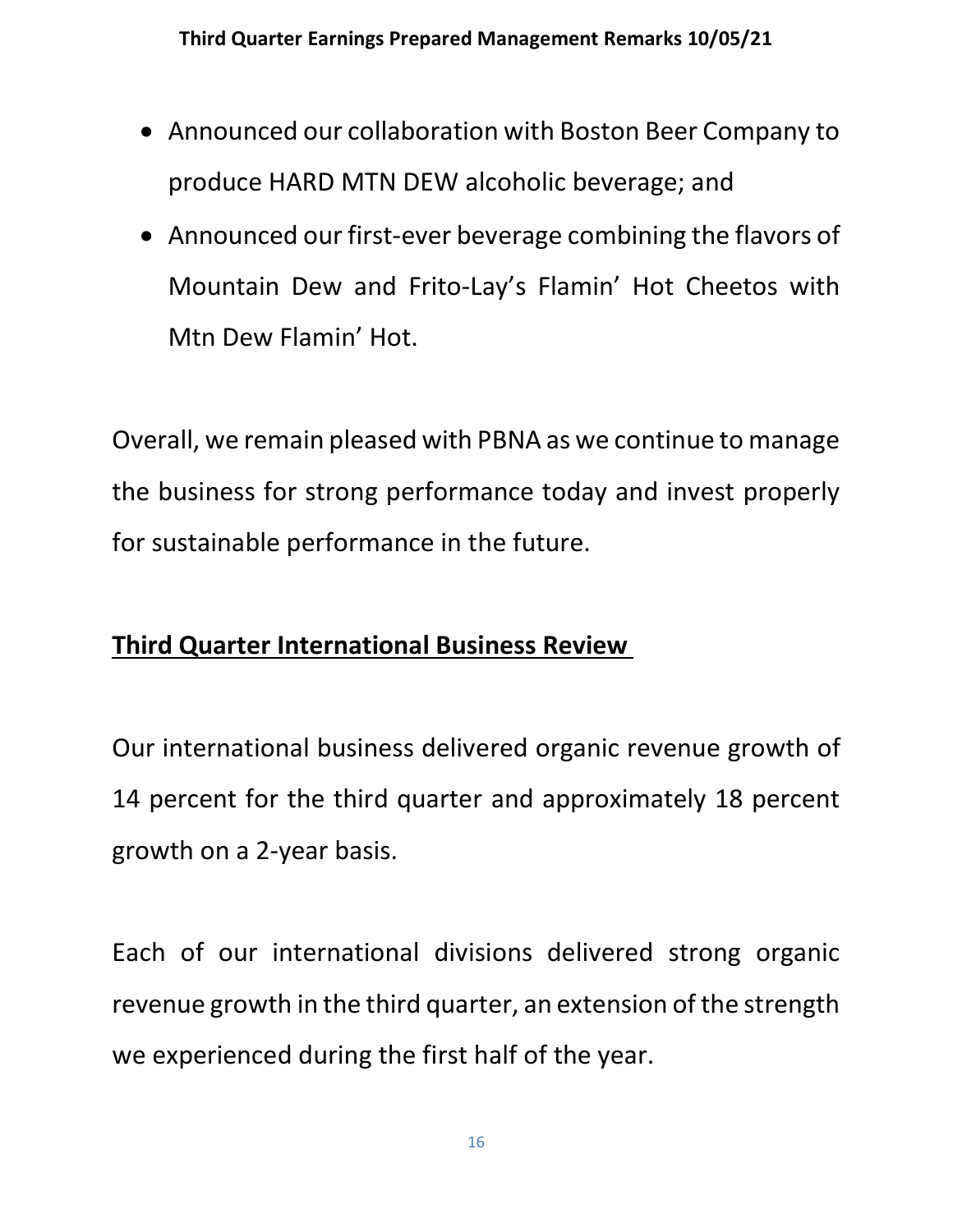- Announced our collaboration with Boston Beer Company to produce HARD MTN DEW alcoholic beverage; and
- Announced our first-ever beverage combining the flavors of Mountain Dew and Frito-Lay's Flamin' Hot Cheetos with Mtn Dew Flamin' Hot.

Overall, we remain pleased with PBNA as we continue to manage the business for strong performance today and invest properly for sustainable performance in the future.

## Third Quarter International Business Review

Our international business delivered organic revenue growth of 14 percent for the third quarter and approximately 18 percent growth on a 2-year basis.

Each of our international divisions delivered strong organic revenue growth in the third quarter, an extension of the strength we experienced during the first half of the year.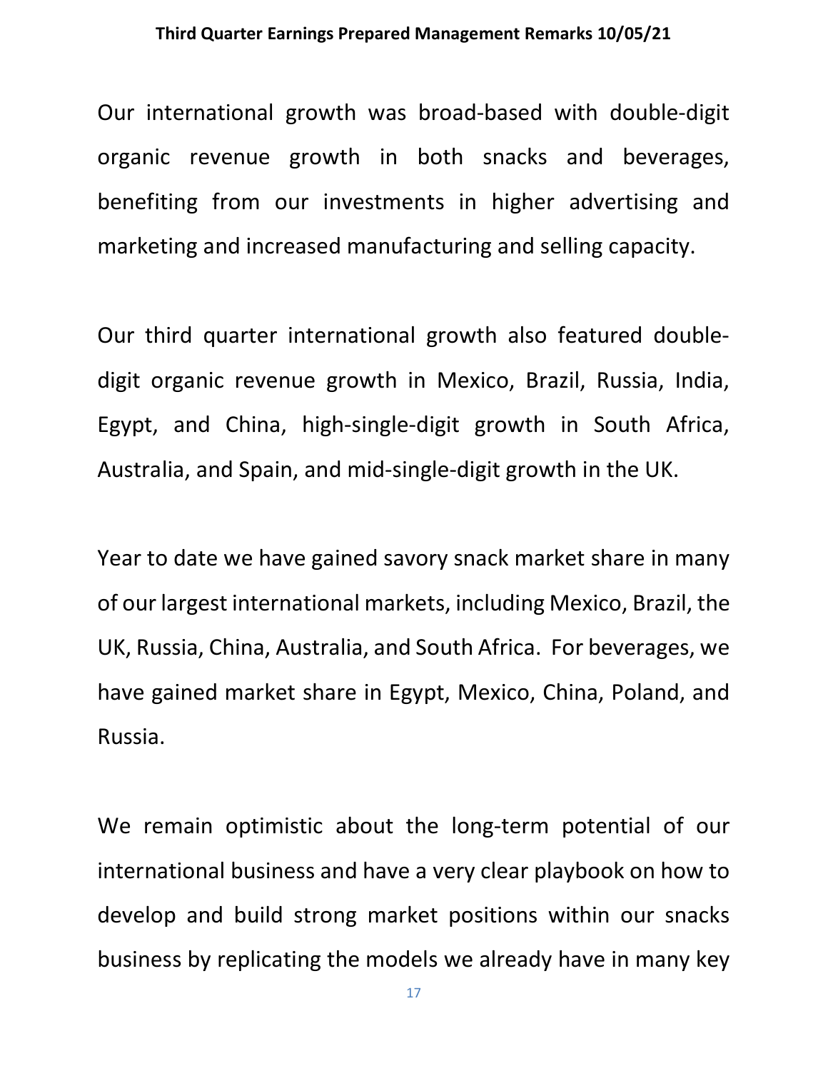Our international growth was broad-based with double-digit organic revenue growth in both snacks and beverages, benefiting from our investments in higher advertising and marketing and increased manufacturing and selling capacity.

Our third quarter international growth also featured double-digit organic revenue growth in Mexico, Brazil, Russia, India, Egypt, and China, high-single-digit growth in South Africa, Australia, and Spain, and mid-single-digit growth in the UK.

Year to date we have gained savory snack market share in many of our largest international markets, including Mexico, Brazil, the UK, Russia, China, Australia, and South Africa. For beverages, we have gained market share in Egypt, Mexico, China, Poland, and Russia.

We remain optimistic about the long-term potential of our international business and have a very clear playbook on how to develop and build strong market positions within our snacks business by replicating the models we already have in many key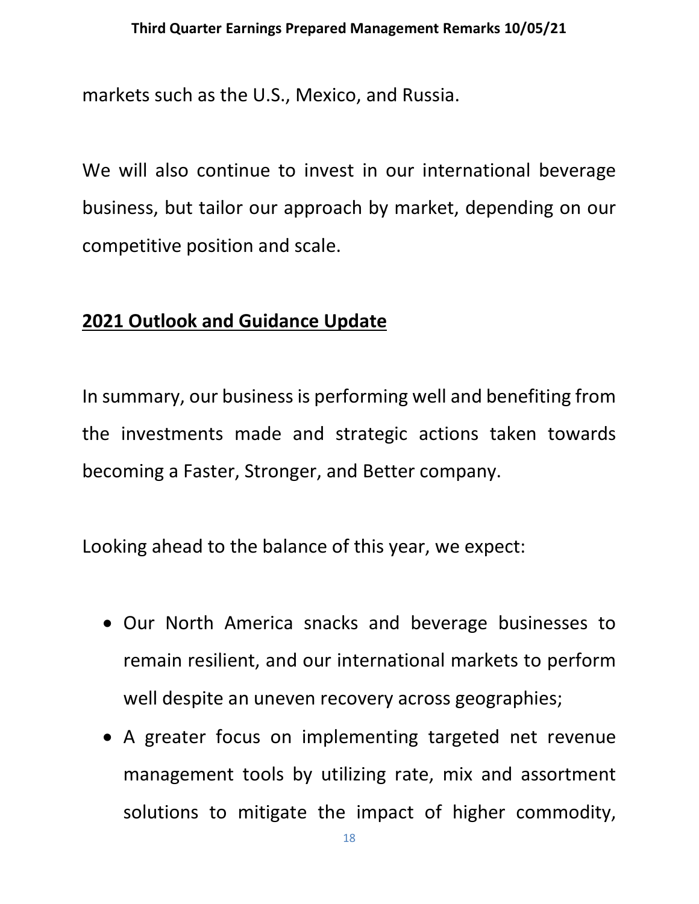markets such as the U.S., Mexico, and Russia.

We will also continue to invest in our international beverage business, but tailor our approach by market, depending on our competitive position and scale.

## **2021 Outlook and Guidance Update**

In summary, our business is performing well and benefiting from the investments made and strategic actions taken towards becoming a Faster, Stronger, and Better company.

Looking ahead to the balance of this year, we expect:

- Our North America snacks and beverage businesses to remain resilient, and our international markets to perform well despite an uneven recovery across geographies;
- A greater focus on implementing targeted net revenue management tools by utilizing rate, mix and assortment solutions to mitigate the impact of higher commodity,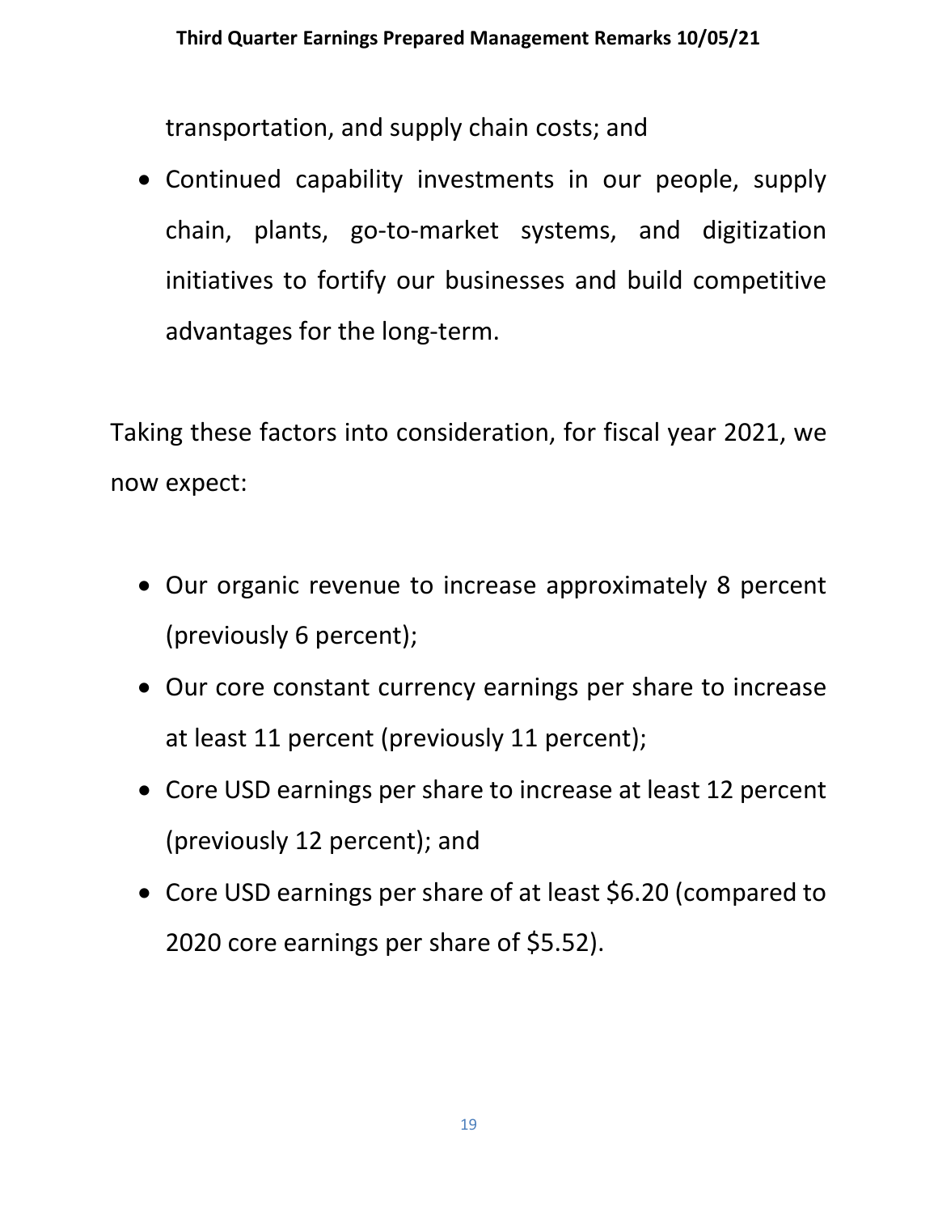transportation, and supply chain costs; and

- Continued capability investments in our people, supply chain, plants, go-to-market systems, and digitization initiatives to fortify our businesses and build competitive advantages for the long-term.

Taking these factors into consideration, for fiscal year 2021, we now expect:

- Our organic revenue to increase approximately 8 percent (previously 6 percent);
- Our core constant currency earnings per share to increase at least 11 percent (previously 11 percent);
- Core USD earnings per share to increase at least 12 percent (previously 12 percent); and
- Core USD earnings per share of at least $6.20 (compared to 2020 core earnings per share of $5.52).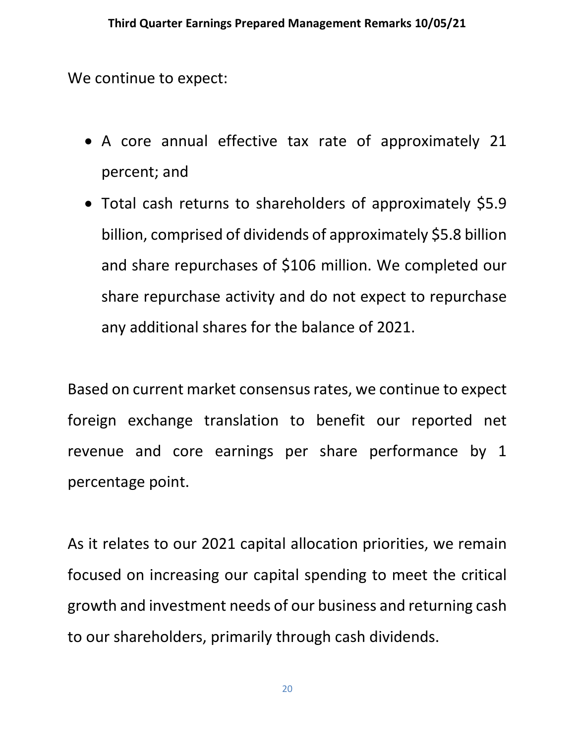We continue to expect:

- A core annual effective tax rate of approximately 21 percent; and
- Total cash returns to shareholders of approximately $5.9 billion, comprised of dividends of approximately $5.8 billion and share repurchases of $106 million. We completed our share repurchase activity and do not expect to repurchase any additional shares for the balance of 2021.

Based on current market consensus rates, we continue to expect foreign exchange translation to benefit our reported net revenue and core earnings per share performance by 1 percentage point.

As it relates to our 2021 capital allocation priorities, we remain focused on increasing our capital spending to meet the critical growth and investment needs of our business and returning cash to our shareholders, primarily through cash dividends.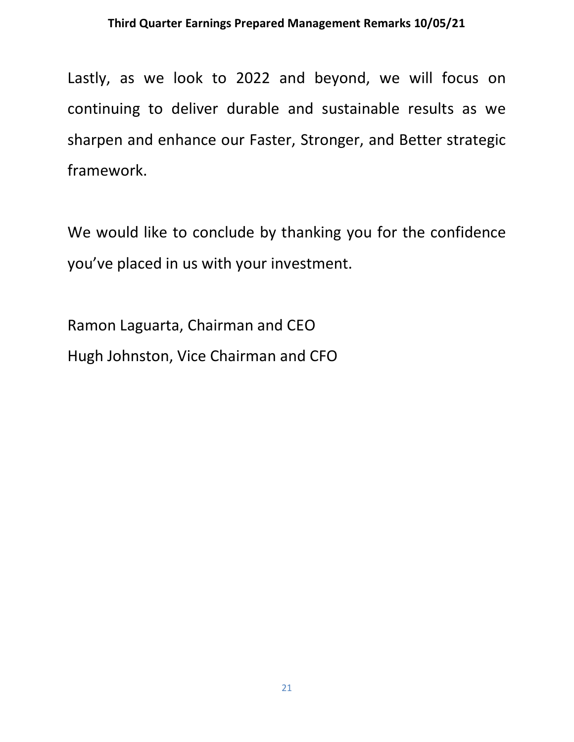Lastly, as we look to 2022 and beyond, we will focus on continuing to deliver durable and sustainable results as we sharpen and enhance our Faster, Stronger, and Better strategic framework.

We would like to conclude by thanking you for the confidence you've placed in us with your investment.

Ramon Laguarta, Chairman and CEO
Hugh Johnston, Vice Chairman and CFO